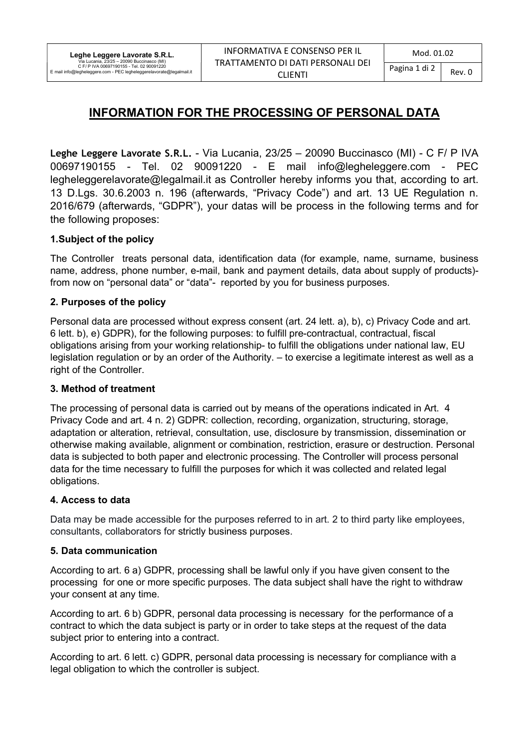# INFORMATION FOR THE PROCESSING OF PERSONAL DATA

**Leghe Leggere Lavorate S.R.L.** - Via Lucania, 23/25 – 20090 Buccinasco (MI) - C F/ P IVA 00697190155 - Tel. 02 90091220 - E mail info@legheleggere.com - PEC legheleggerelavorate@legalmail.it as Controller hereby informs you that, according to art. 13 D.Lgs. 30.6.2003 n. 196 (afterwards, "Privacy Code") and art. 13 UE Regulation n. 2016/679 (afterwards, "GDPR"), your datas will be process in the following terms and for the following proposes:

### 1.Subject of the policy

The Controller treats personal data, identification data (for example, name, surname, business name, address, phone number, e-mail, bank and payment details, data about supply of products)- from now on "personal data" or "data"- reported by you for business purposes.

### 2. Purposes of the policy

Personal data are processed without express consent (art. 24 lett. a), b), c) Privacy Code and art. 6 lett. b), e) GDPR), for the following purposes: to fulfill pre-contractual, contractual, fiscal obligations arising from your working relationship- to fulfill the obligations under national law, EU legislation regulation or by an order of the Authority. – to exercise a legitimate interest as well as a right of the Controller.

### 3. Method of treatment

The processing of personal data is carried out by means of the operations indicated in Art. 4 Privacy Code and art. 4 n. 2) GDPR: collection, recording, organization, structuring, storage, adaptation or alteration, retrieval, consultation, use, disclosure by transmission, dissemination or otherwise making available, alignment or combination, restriction, erasure or destruction. Personal data is subjected to both paper and electronic processing. The Controller will process personal data for the time necessary to fulfill the purposes for which it was collected and related legal obligations.

### 4. Access to data

Data may be made accessible for the purposes referred to in art. 2 to third party like employees, consultants, collaborators for strictly business purposes.

### 5. Data communication

According to art. 6 a) GDPR, processing shall be lawful only if you have given consent to the processing for one or more specific purposes. The data subject shall have the right to withdraw your consent at any time.

According to art. 6 b) GDPR, personal data processing is necessary for the performance of a contract to which the data subject is party or in order to take steps at the request of the data subject prior to entering into a contract.

According to art. 6 lett. c) GDPR, personal data processing is necessary for compliance with a legal obligation to which the controller is subject.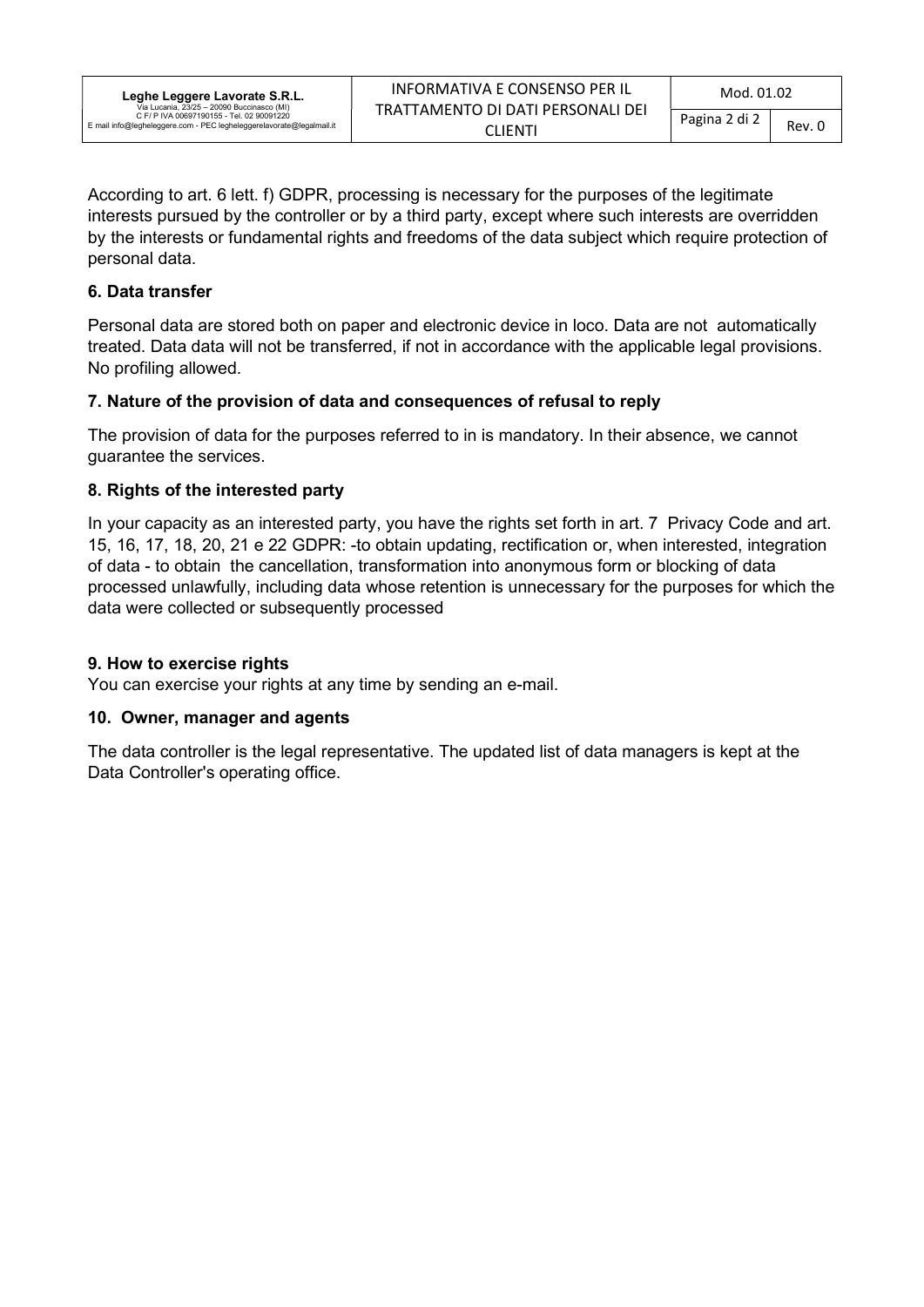According to art. 6 lett. f) GDPR, processing is necessary for the purposes of the legitimate interests pursued by the controller or by a third party, except where such interests are overridden by the interests or fundamental rights and freedoms of the data subject which require protection of personal data.

### 6. Data transfer

Personal data are stored both on paper and electronic device in loco. Data are not automatically treated. Data data will not be transferred, if not in accordance with the applicable legal provisions. No profiling allowed.

### 7. Nature of the provision of data and consequences of refusal to reply

The provision of data for the purposes referred to in is mandatory. In their absence, we cannot guarantee the services.

### 8. Rights of the interested party

In your capacity as an interested party, you have the rights set forth in art. 7 Privacy Code and art. 15, 16, 17, 18, 20, 21 e 22 GDPR: -to obtain updating, rectification or, when interested, integration of data - to obtain the cancellation, transformation into anonymous form or blocking of data processed unlawfully, including data whose retention is unnecessary for the purposes for which the data were collected or subsequently processed

### 9. How to exercise rights

You can exercise your rights at any time by sending an e-mail.

### 10. Owner, manager and agents

The data controller is the legal representative. The updated list of data managers is kept at the Data Controller's operating office.